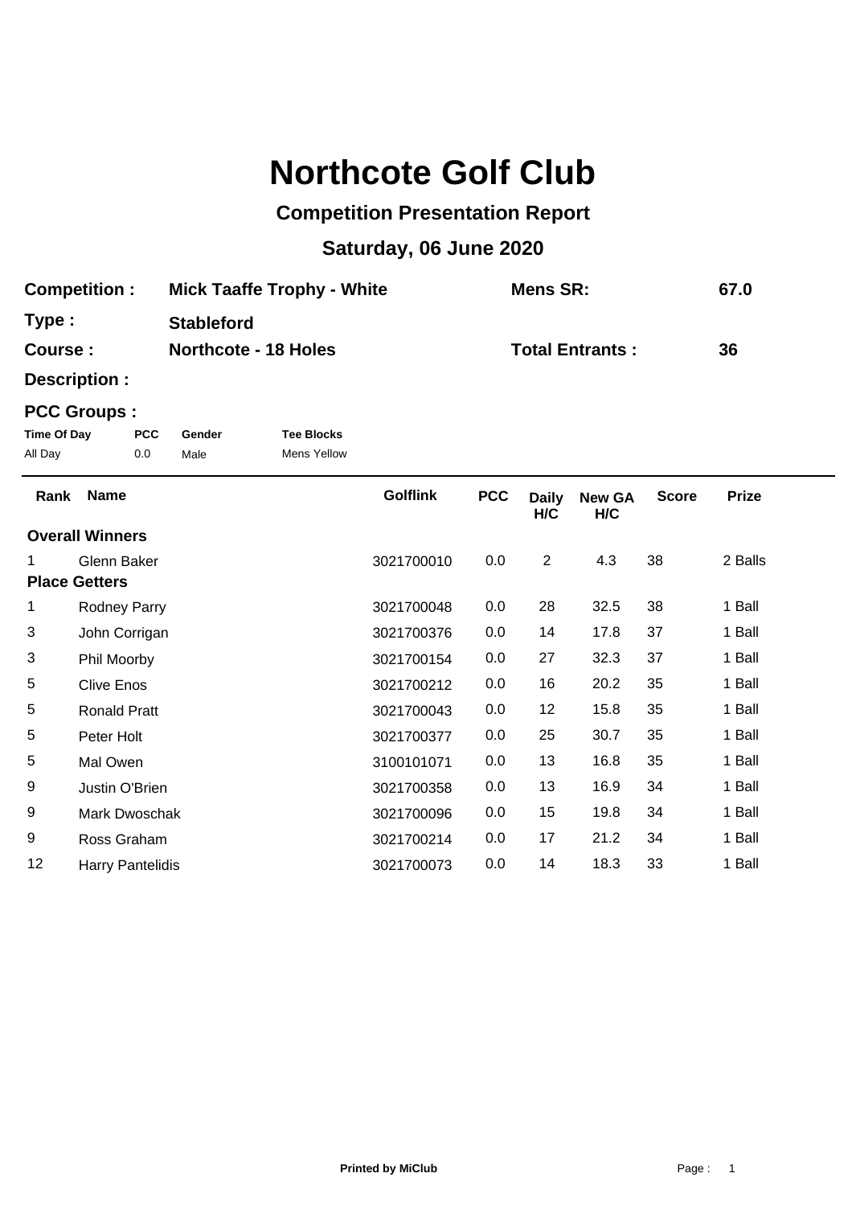# Northcote Golf Club

## Competition Presentation Report

## Saturday, 06 June 2020

| | | | |
|---|---|---|---|
| **Competition :** | **Mick Taaffe Trophy - White** | **Mens SR:** | **67.0** |
| **Type :** | **Stableford** | | |
| **Course :** | **Northcote - 18 Holes** | **Total Entrants :** | **36** |
| **Description :** | | | |

**PCC Groups :**

| Time Of Day | PCC | Gender | Tee Blocks |
|---|---|---|---|
| All Day | 0.0 | Male | Mens Yellow |

| Rank | Name | Golflink | PCC | Daily H/C | New GA H/C | Score | Prize |
|---|---|---|---|---|---|---|---|
| **Overall Winners** | | | | | | | |
| 1 | Glenn Baker | 3021700010 | 0.0 | 2 | 4.3 | 38 | 2 Balls |
| **Place Getters** | | | | | | | |
| 1 | Rodney Parry | 3021700048 | 0.0 | 28 | 32.5 | 38 | 1 Ball |
| 3 | John Corrigan | 3021700376 | 0.0 | 14 | 17.8 | 37 | 1 Ball |
| 3 | Phil Moorby | 3021700154 | 0.0 | 27 | 32.3 | 37 | 1 Ball |
| 5 | Clive Enos | 3021700212 | 0.0 | 16 | 20.2 | 35 | 1 Ball |
| 5 | Ronald Pratt | 3021700043 | 0.0 | 12 | 15.8 | 35 | 1 Ball |
| 5 | Peter Holt | 3021700377 | 0.0 | 25 | 30.7 | 35 | 1 Ball |
| 5 | Mal Owen | 3100101071 | 0.0 | 13 | 16.8 | 35 | 1 Ball |
| 9 | Justin O'Brien | 3021700358 | 0.0 | 13 | 16.9 | 34 | 1 Ball |
| 9 | Mark Dwoschak | 3021700096 | 0.0 | 15 | 19.8 | 34 | 1 Ball |
| 9 | Ross Graham | 3021700214 | 0.0 | 17 | 21.2 | 34 | 1 Ball |
| 12 | Harry Pantelidis | 3021700073 | 0.0 | 14 | 18.3 | 33 | 1 Ball |

**Printed by MiClub**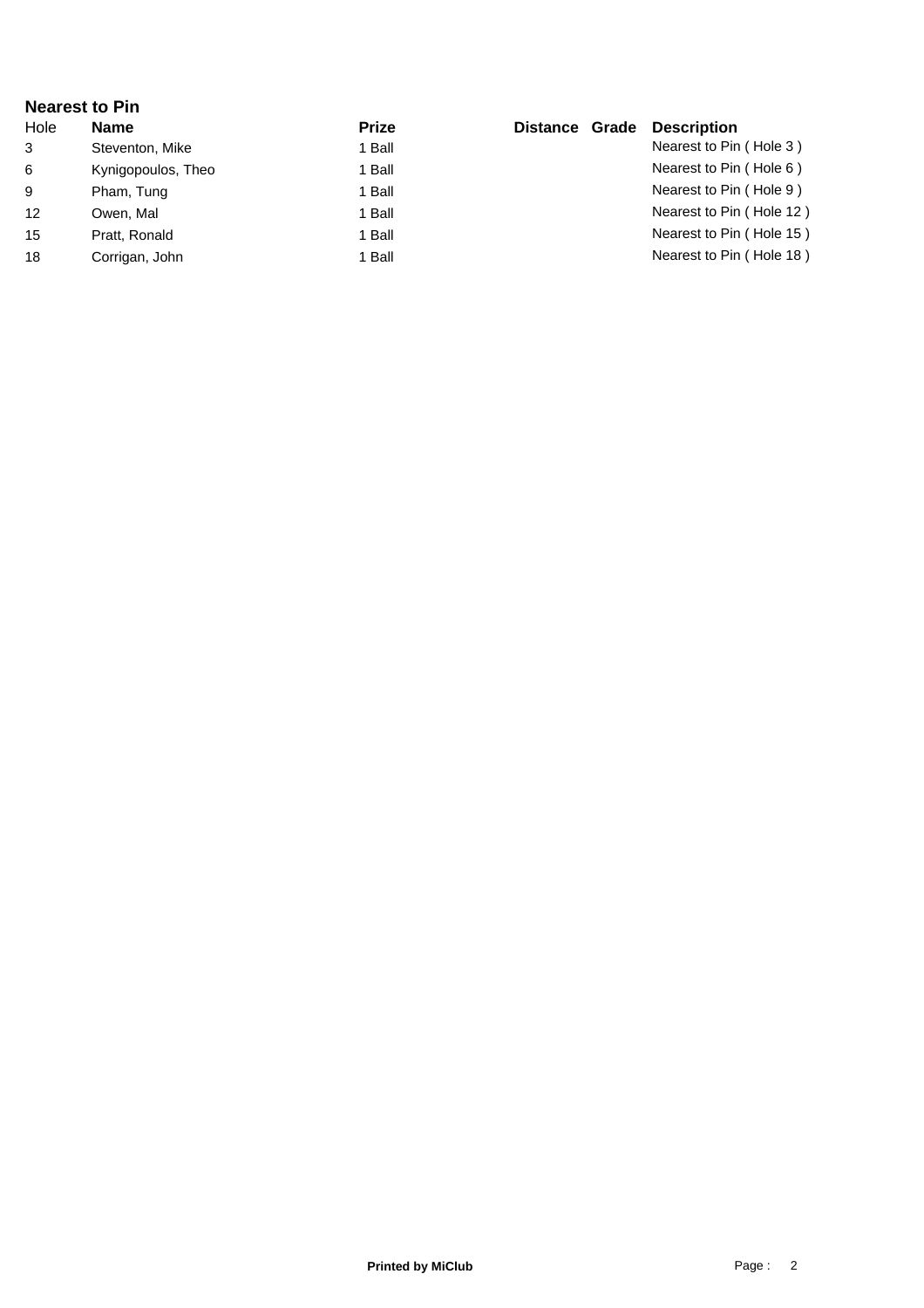## Nearest to Pin

| Hole | Name | Prize | Distance | Grade | Description |
|---|---|---|---|---|---|
| 3 | Steventon, Mike | 1 Ball | | | Nearest to Pin ( Hole 3 ) |
| 6 | Kynigopoulos, Theo | 1 Ball | | | Nearest to Pin ( Hole 6 ) |
| 9 | Pham, Tung | 1 Ball | | | Nearest to Pin ( Hole 9 ) |
| 12 | Owen, Mal | 1 Ball | | | Nearest to Pin ( Hole 12 ) |
| 15 | Pratt, Ronald | 1 Ball | | | Nearest to Pin ( Hole 15 ) |
| 18 | Corrigan, John | 1 Ball | | | Nearest to Pin ( Hole 18 ) |

**Printed by MiClub**